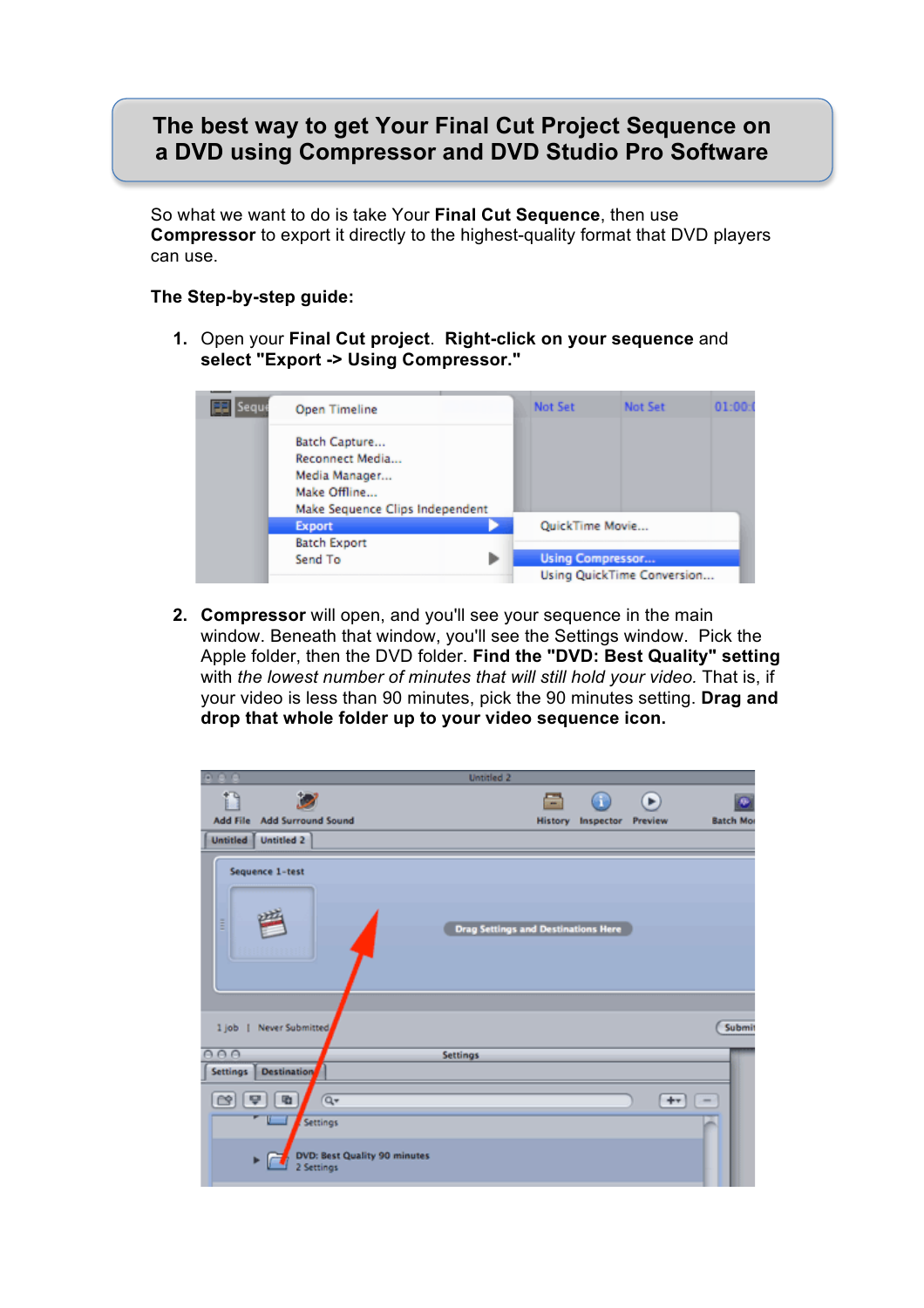# The best way to get Your Final Cut Project Sequence on a DVD using Compressor and DVD Studio Pro Software

So what we want to do is take Your **Final Cut Sequence**, then use **Compressor** to export it directly to the highest-quality format that DVD players can use.

**The Step-by-step guide:**

1. Open your **Final Cut project**. **Right-click on your sequence** and **select "Export -> Using Compressor."**

2. **Compressor** will open, and you'll see your sequence in the main window. Beneath that window, you'll see the Settings window. Pick the Apple folder, then the DVD folder. **Find the "DVD: Best Quality" setting** with *the lowest number of minutes that will still hold your video.* That is, if your video is less than 90 minutes, pick the 90 minutes setting. **Drag and drop that whole folder up to your video sequence icon.**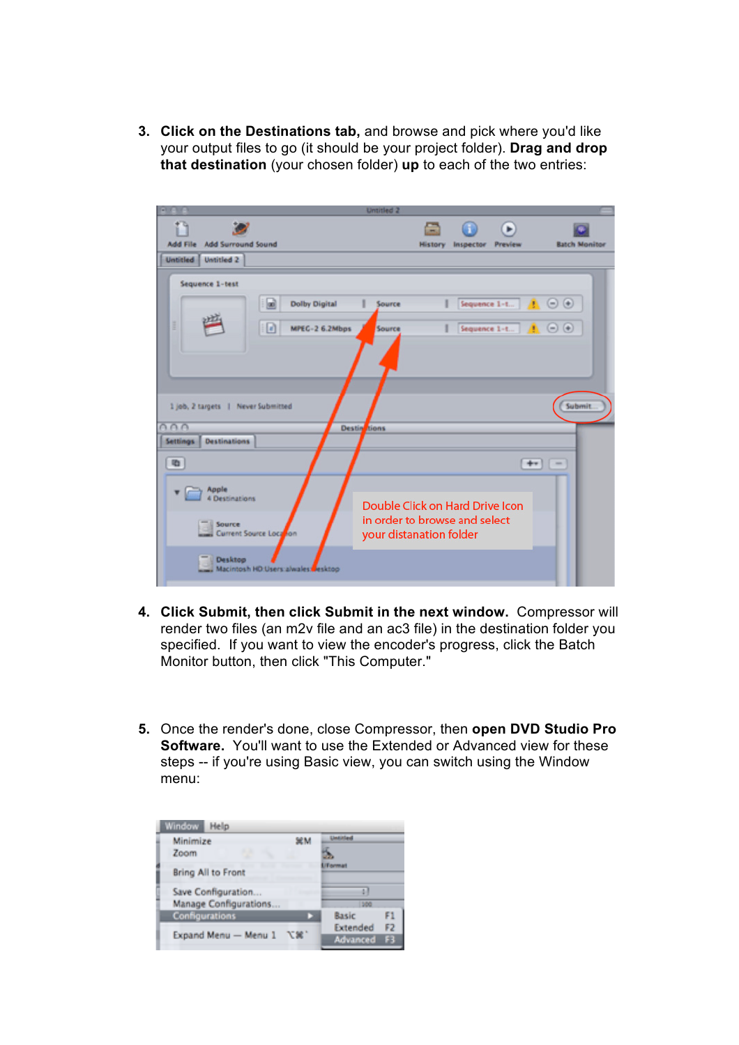3. **Click on the Destinations tab,** and browse and pick where you'd like your output files to go (it should be your project folder). **Drag and drop that destination** (your chosen folder) **up** to each of the two entries:

4. **Click Submit, then click Submit in the next window.** Compressor will render two files (an m2v file and an ac3 file) in the destination folder you specified. If you want to view the encoder's progress, click the Batch Monitor button, then click "This Computer."

5. Once the render's done, close Compressor, then **open DVD Studio Pro Software.** You'll want to use the Extended or Advanced view for these steps -- if you're using Basic view, you can switch using the Window menu: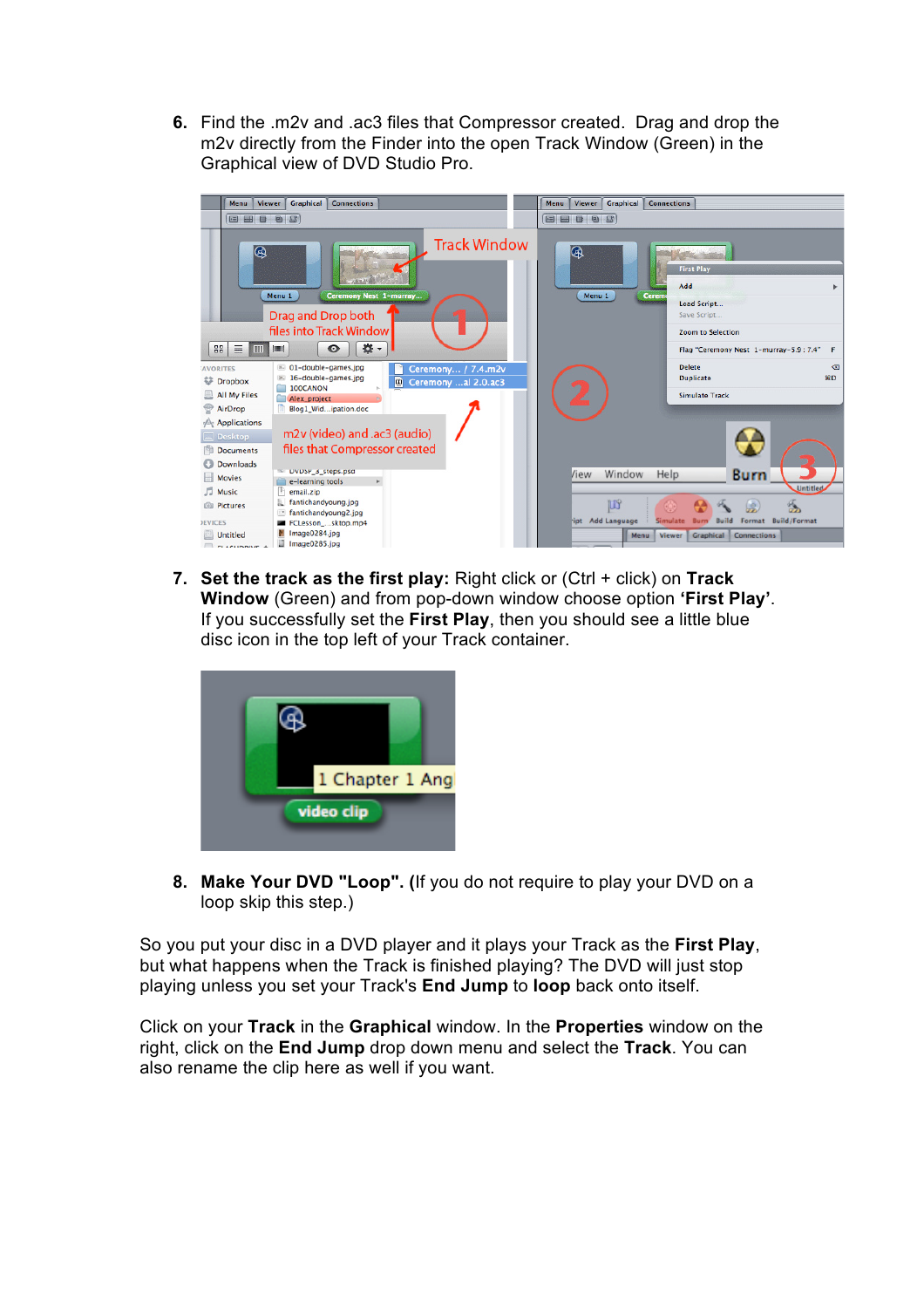6. Find the .m2v and .ac3 files that Compressor created. Drag and drop the m2v directly from the Finder into the open Track Window (Green) in the Graphical view of DVD Studio Pro.

7. **Set the track as the first play:** Right click or (Ctrl + click) on **Track Window** (Green) and from pop-down window choose option **'First Play'**. If you successfully set the **First Play**, then you should see a little blue disc icon in the top left of your Track container.

8. **Make Your DVD "Loop". (**If you do not require to play your DVD on a loop skip this step.)

So you put your disc in a DVD player and it plays your Track as the **First Play**, but what happens when the Track is finished playing? The DVD will just stop playing unless you set your Track's **End Jump** to **loop** back onto itself.

Click on your **Track** in the **Graphical** window. In the **Properties** window on the right, click on the **End Jump** drop down menu and select the **Track**. You can also rename the clip here as well if you want.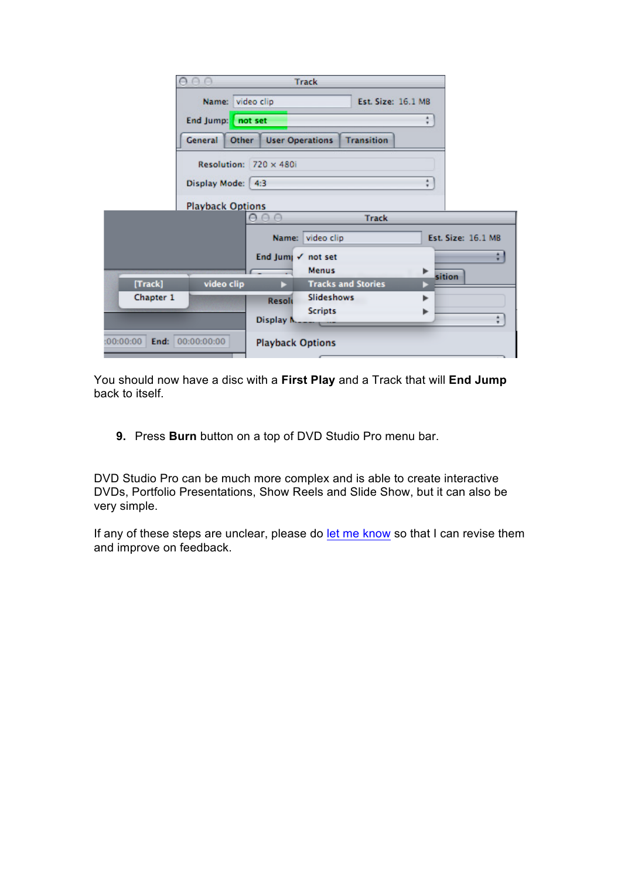You should now have a disc with a **First Play** and a Track that will **End Jump** back to itself.

9. Press **Burn** button on a top of DVD Studio Pro menu bar.

DVD Studio Pro can be much more complex and is able to create interactive DVDs, Portfolio Presentations, Show Reels and Slide Show, but it can also be very simple.

If any of these steps are unclear, please do let me know so that I can revise them and improve on feedback.